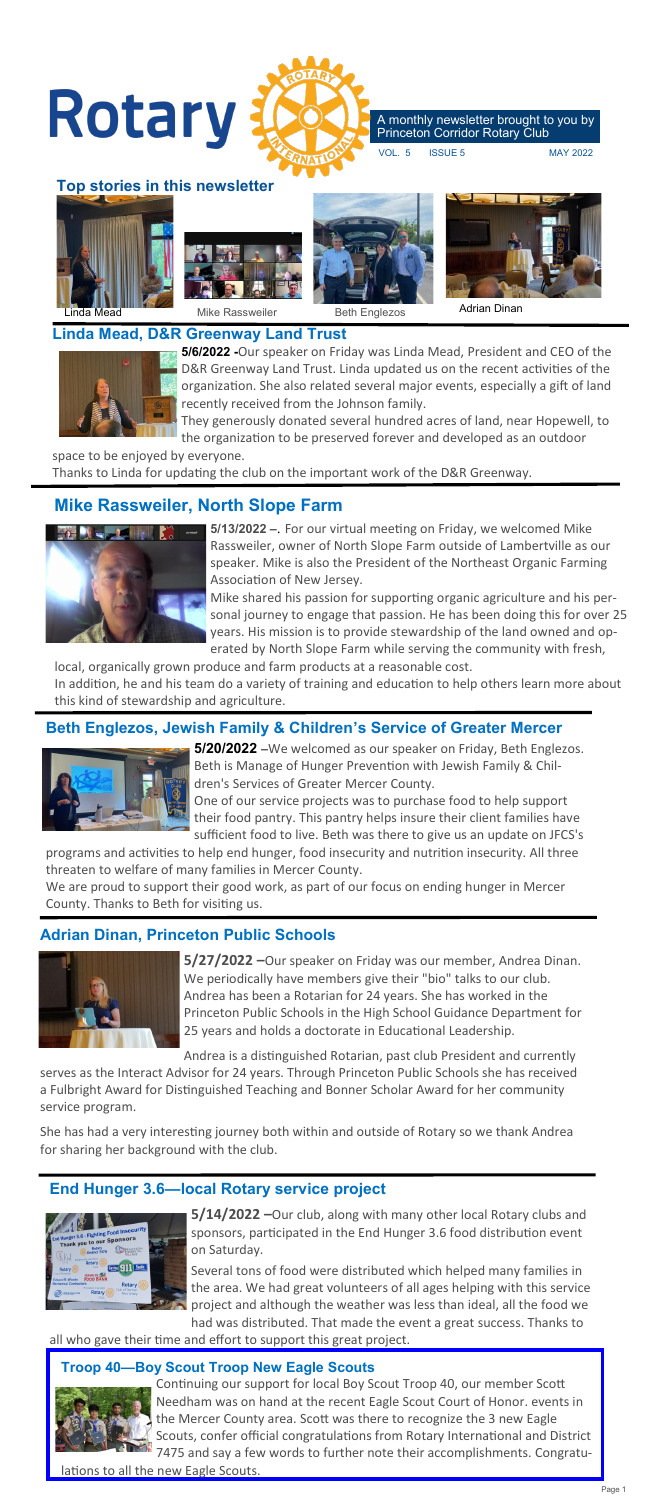# Rotary

A monthly newsletter brought to you by Princeton Corridor Rotary Club

VOL. 5 ISSUE 5 MAY 2022

## Top stories in this newsletter

Linda Mead | Mike Rassweiler | Beth Englezos | Adrian Dinan

## Linda Mead, D&R Greenway Land Trust

**5/6/2022 -**Our speaker on Friday was Linda Mead, President and CEO of the D&R Greenway Land Trust. Linda updated us on the recent activities of the organization. She also related several major events, especially a gift of land recently received from the Johnson family.

They generously donated several hundred acres of land, near Hopewell, to the organization to be preserved forever and developed as an outdoor space to be enjoyed by everyone.

Thanks to Linda for updating the club on the important work of the D&R Greenway.

## Mike Rassweiler, North Slope Farm

**5/13/2022 –.** For our virtual meeting on Friday, we welcomed Mike Rassweiler, owner of North Slope Farm outside of Lambertville as our speaker. Mike is also the President of the Northeast Organic Farming Association of New Jersey.

Mike shared his passion for supporting organic agriculture and his personal journey to engage that passion. He has been doing this for over 25 years. His mission is to provide stewardship of the land owned and operated by North Slope Farm while serving the community with fresh, local, organically grown produce and farm products at a reasonable cost.

In addition, he and his team do a variety of training and education to help others learn more about this kind of stewardship and agriculture.

## Beth Englezos, Jewish Family & Children's Service of Greater Mercer

**5/20/2022** –We welcomed as our speaker on Friday, Beth Englezos. Beth is Manage of Hunger Prevention with Jewish Family & Children's Services of Greater Mercer County.

One of our service projects was to purchase food to help support their food pantry. This pantry helps insure their client families have sufficient food to live. Beth was there to give us an update on JFCS's programs and activities to help end hunger, food insecurity and nutrition insecurity. All three threaten to welfare of many families in Mercer County.

We are proud to support their good work, as part of our focus on ending hunger in Mercer County. Thanks to Beth for visiting us.

## Adrian Dinan, Princeton Public Schools

**5/27/2022 –**Our speaker on Friday was our member, Andrea Dinan. We periodically have members give their "bio" talks to our club. Andrea has been a Rotarian for 24 years. She has worked in the Princeton Public Schools in the High School Guidance Department for 25 years and holds a doctorate in Educational Leadership.

Andrea is a distinguished Rotarian, past club President and currently serves as the Interact Advisor for 24 years. Through Princeton Public Schools she has received a Fulbright Award for Distinguished Teaching and Bonner Scholar Award for her community service program.

She has had a very interesting journey both within and outside of Rotary so we thank Andrea for sharing her background with the club.

## End Hunger 3.6—local Rotary service project

**5/14/2022 –**Our club, along with many other local Rotary clubs and sponsors, participated in the End Hunger 3.6 food distribution event on Saturday.

Several tons of food were distributed which helped many families in the area. We had great volunteers of all ages helping with this service project and although the weather was less than ideal, all the food we had was distributed. That made the event a great success. Thanks to all who gave their time and effort to support this great project.

## Troop 40—Boy Scout Troop New Eagle Scouts

Continuing our support for local Boy Scout Troop 40, our member Scott Needham was on hand at the recent Eagle Scout Court of Honor. events in the Mercer County area. Scott was there to recognize the 3 new Eagle Scouts, confer official congratulations from Rotary International and District 7475 and say a few words to further note their accomplishments. Congratulations to all the new Eagle Scouts.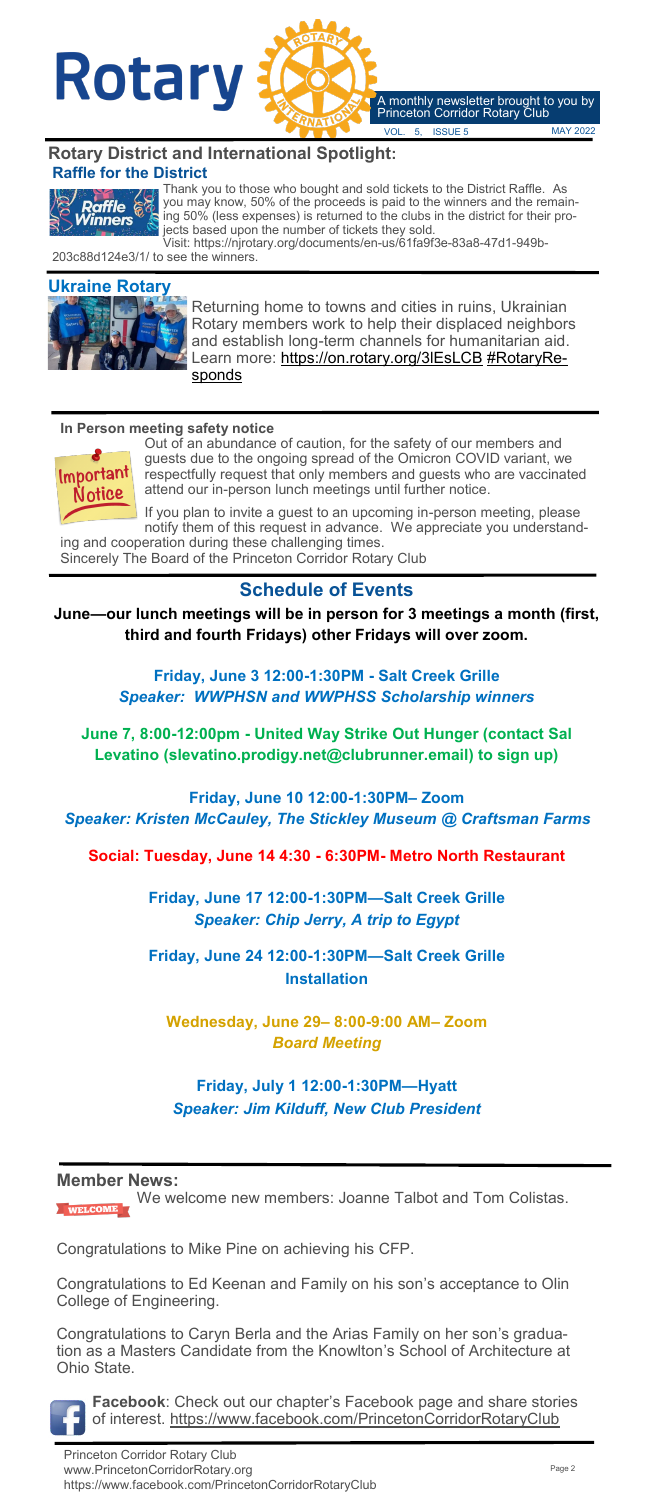# Rotary

A monthly newsletter brought to you by Princeton Corridor Rotary Club

VOL. 5, ISSUE 5 MAY 2022

## Rotary District and International Spotlight:

### Raffle for the District

Thank you to those who bought and sold tickets to the District Raffle. As you may know, 50% of the proceeds is paid to the winners and the remaining 50% (less expenses) is returned to the clubs in the district for their projects based upon the number of tickets they sold.

Visit: https://njrotary.org/documents/en-us/61fa9f3e-83a8-47d1-949b-203c88d124e3/1/ to see the winners.

### Ukraine Rotary

Returning home to towns and cities in ruins, Ukrainian Rotary members work to help their displaced neighbors and establish long-term channels for humanitarian aid. Learn more: https://on.rotary.org/3lEsLCB #RotaryResponds

### In Person meeting safety notice

Out of an abundance of caution, for the safety of our members and guests due to the ongoing spread of the Omicron COVID variant, we respectfully request that only members and guests who are vaccinated attend our in-person lunch meetings until further notice.

If you plan to invite a guest to an upcoming in-person meeting, please notify them of this request in advance. We appreciate you understanding and cooperation during these challenging times.

Sincerely The Board of the Princeton Corridor Rotary Club

## Schedule of Events

**June—our lunch meetings will be in person for 3 meetings a month (first, third and fourth Fridays) other Fridays will over zoom.**

**Friday, June 3 12:00-1:30PM - Salt Creek Grille**
***Speaker: WWPHSN and WWPHSS Scholarship winners***

**June 7, 8:00-12:00pm - United Way Strike Out Hunger (contact Sal Levatino (slevatino.prodigy.net@clubrunner.email) to sign up)**

**Friday, June 10 12:00-1:30PM– Zoom**
***Speaker: Kristen McCauley, The Stickley Museum @ Craftsman Farms***

**Social: Tuesday, June 14 4:30 - 6:30PM- Metro North Restaurant**

**Friday, June 17 12:00-1:30PM—Salt Creek Grille**
***Speaker: Chip Jerry, A trip to Egypt***

**Friday, June 24 12:00-1:30PM—Salt Creek Grille**
**Installation**

**Wednesday, June 29– 8:00-9:00 AM– Zoom**
***Board Meeting***

**Friday, July 1 12:00-1:30PM—Hyatt**
***Speaker: Jim Kilduff, New Club President***

## Member News:

We welcome new members: Joanne Talbot and Tom Colistas.

Congratulations to Mike Pine on achieving his CFP.

Congratulations to Ed Keenan and Family on his son's acceptance to Olin College of Engineering.

Congratulations to Caryn Berla and the Arias Family on her son's graduation as a Masters Candidate from the Knowlton's School of Architecture at Ohio State.

**Facebook**: Check out our chapter's Facebook page and share stories of interest. https://www.facebook.com/PrincetonCorridorRotaryClub

Princeton Corridor Rotary Club
www.PrincetonCorridorRotary.org
https://www.facebook.com/PrincetonCorridorRotaryClub